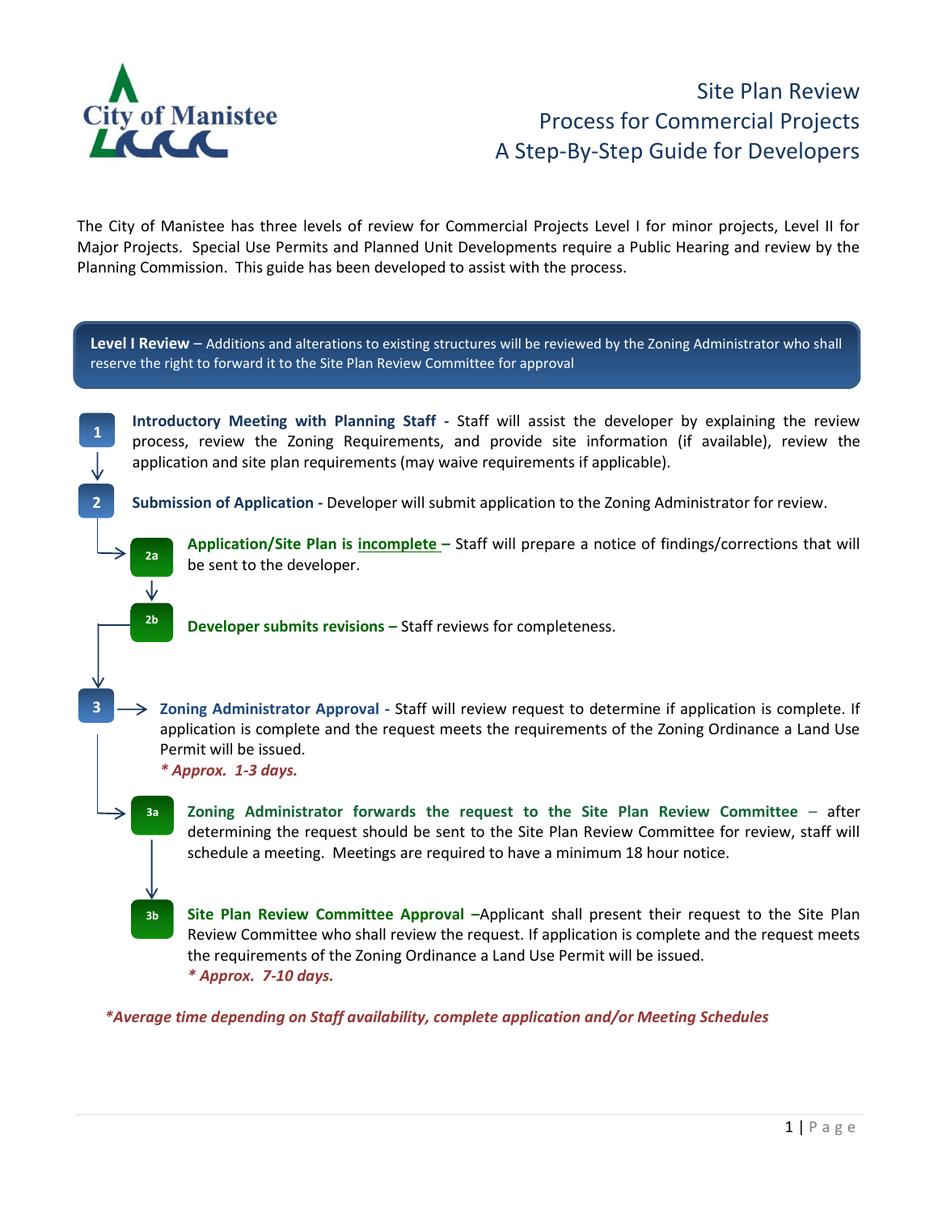City of Manistee

# Site Plan Review
## Process for Commercial Projects
## A Step-By-Step Guide for Developers

The City of Manistee has three levels of review for Commercial Projects Level I for minor projects, Level II for Major Projects. Special Use Permits and Planned Unit Developments require a Public Hearing and review by the Planning Commission. This guide has been developed to assist with the process.

**Level I Review** – Additions and alterations to existing structures will be reviewed by the Zoning Administrator who shall reserve the right to forward it to the Site Plan Review Committee for approval

**1** **Introductory Meeting with Planning Staff -** Staff will assist the developer by explaining the review process, review the Zoning Requirements, and provide site information (if available), review the application and site plan requirements (may waive requirements if applicable).

**2** **Submission of Application -** Developer will submit application to the Zoning Administrator for review.

**2a** **Application/Site Plan is incomplete –** Staff will prepare a notice of findings/corrections that will be sent to the developer.

**2b** **Developer submits revisions –** Staff reviews for completeness.

**3** **Zoning Administrator Approval -** Staff will review request to determine if application is complete. If application is complete and the request meets the requirements of the Zoning Ordinance a Land Use Permit will be issued.
*\* Approx. 1-3 days.*

**3a** **Zoning Administrator forwards the request to the Site Plan Review Committee** – after determining the request should be sent to the Site Plan Review Committee for review, staff will schedule a meeting. Meetings are required to have a minimum 18 hour notice.

**3b** **Site Plan Review Committee Approval –**Applicant shall present their request to the Site Plan Review Committee who shall review the request. If application is complete and the request meets the requirements of the Zoning Ordinance a Land Use Permit will be issued.
*\* Approx. 7-10 days.*

*\*Average time depending on Staff availability, complete application and/or Meeting Schedules*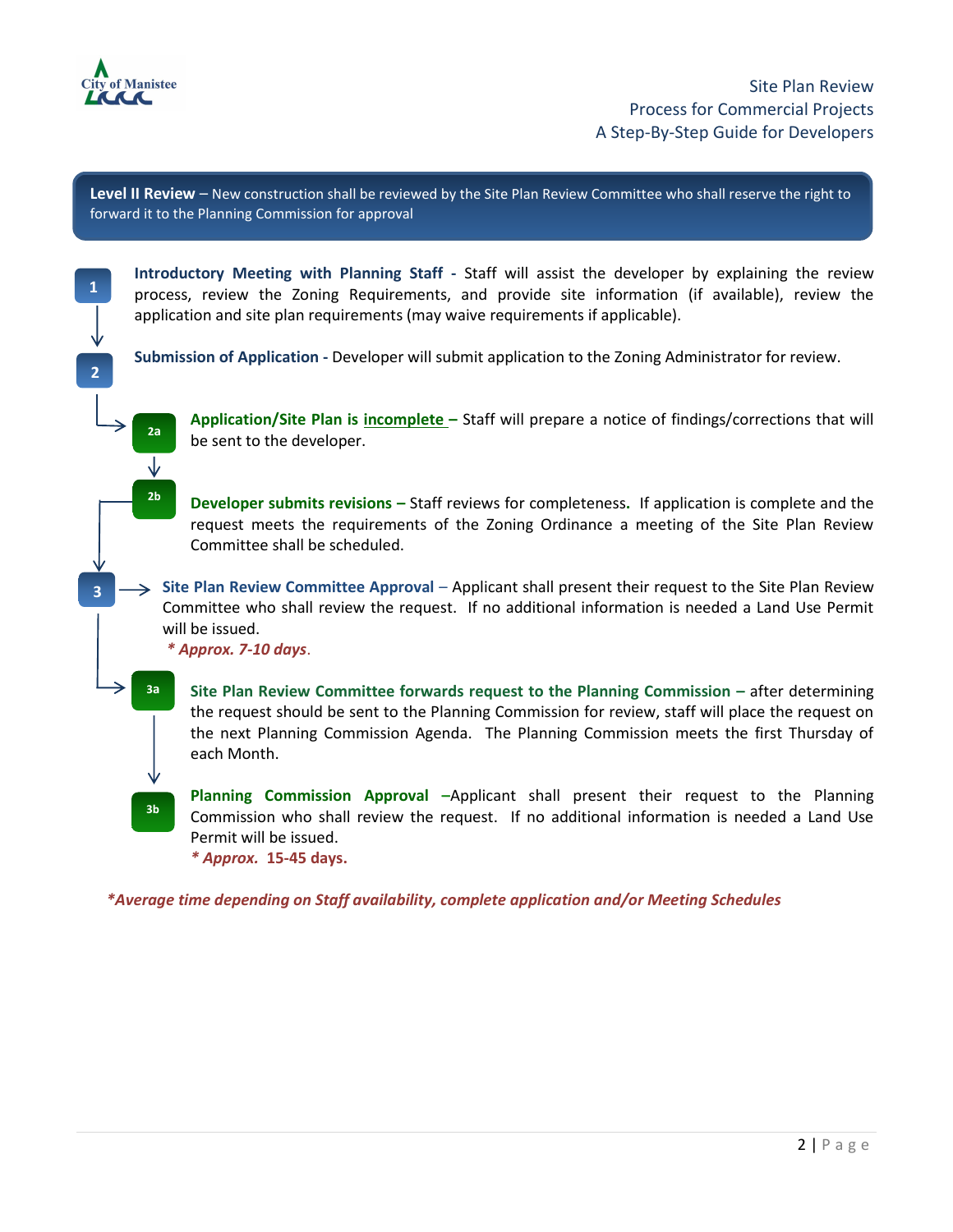**Level II Review** – New construction shall be reviewed by the Site Plan Review Committee who shall reserve the right to forward it to the Planning Commission for approval

**1** **Introductory Meeting with Planning Staff -** Staff will assist the developer by explaining the review process, review the Zoning Requirements, and provide site information (if available), review the application and site plan requirements (may waive requirements if applicable).

**2** **Submission of Application -** Developer will submit application to the Zoning Administrator for review.

**2a** **Application/Site Plan is incomplete –** Staff will prepare a notice of findings/corrections that will be sent to the developer.

**2b** **Developer submits revisions –** Staff reviews for completeness. If application is complete and the request meets the requirements of the Zoning Ordinance a meeting of the Site Plan Review Committee shall be scheduled.

**3** **Site Plan Review Committee Approval** – Applicant shall present their request to the Site Plan Review Committee who shall review the request. If no additional information is needed a Land Use Permit will be issued.
*\* Approx. 7-10 days.*

**3a** **Site Plan Review Committee forwards request to the Planning Commission –** after determining the request should be sent to the Planning Commission for review, staff will place the request on the next Planning Commission Agenda. The Planning Commission meets the first Thursday of each Month.

**3b** **Planning Commission Approval** –Applicant shall present their request to the Planning Commission who shall review the request. If no additional information is needed a Land Use Permit will be issued.
***\* Approx. 15-45 days.***

***\*Average time depending on Staff availability, complete application and/or Meeting Schedules***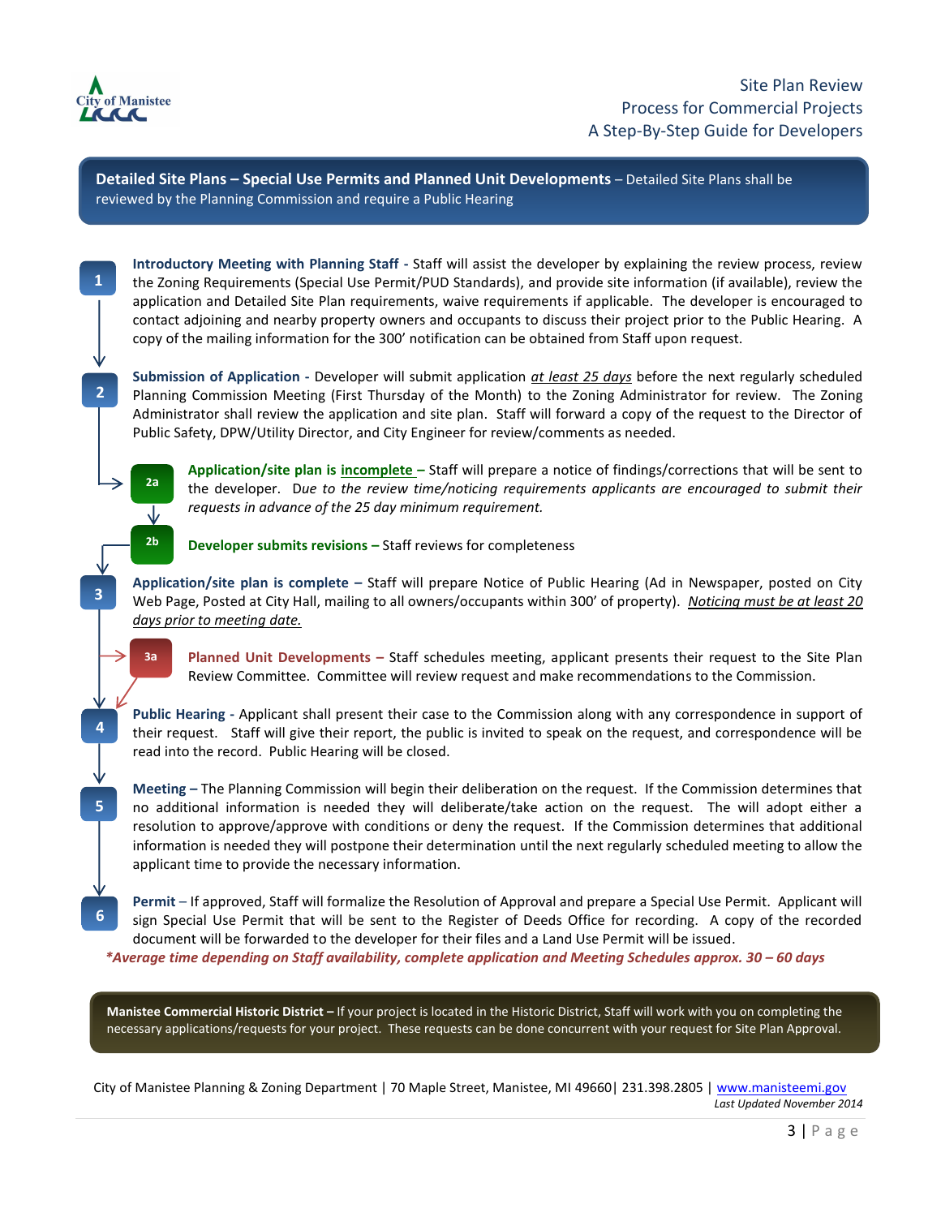City of Manistee

Site Plan Review
Process for Commercial Projects
A Step-By-Step Guide for Developers

**Detailed Site Plans – Special Use Permits and Planned Unit Developments** – Detailed Site Plans shall be reviewed by the Planning Commission and require a Public Hearing

**1** **Introductory Meeting with Planning Staff -** Staff will assist the developer by explaining the review process, review the Zoning Requirements (Special Use Permit/PUD Standards), and provide site information (if available), review the application and Detailed Site Plan requirements, waive requirements if applicable. The developer is encouraged to contact adjoining and nearby property owners and occupants to discuss their project prior to the Public Hearing. A copy of the mailing information for the 300' notification can be obtained from Staff upon request.

**2** **Submission of Application -** Developer will submit application *at least 25 days* before the next regularly scheduled Planning Commission Meeting (First Thursday of the Month) to the Zoning Administrator for review. The Zoning Administrator shall review the application and site plan. Staff will forward a copy of the request to the Director of Public Safety, DPW/Utility Director, and City Engineer for review/comments as needed.

**2a** **Application/site plan is incomplete –** Staff will prepare a notice of findings/corrections that will be sent to the developer. *Due to the review time/noticing requirements applicants are encouraged to submit their requests in advance of the 25 day minimum requirement.*

**2b** **Developer submits revisions –** Staff reviews for completeness

**3** **Application/site plan is complete –** Staff will prepare Notice of Public Hearing (Ad in Newspaper, posted on City Web Page, Posted at City Hall, mailing to all owners/occupants within 300' of property). *Noticing must be at least 20 days prior to meeting date.*

**3a** **Planned Unit Developments –** Staff schedules meeting, applicant presents their request to the Site Plan Review Committee. Committee will review request and make recommendations to the Commission.

**4** **Public Hearing -** Applicant shall present their case to the Commission along with any correspondence in support of their request. Staff will give their report, the public is invited to speak on the request, and correspondence will be read into the record. Public Hearing will be closed.

**5** **Meeting –** The Planning Commission will begin their deliberation on the request. If the Commission determines that no additional information is needed they will deliberate/take action on the request. The will adopt either a resolution to approve/approve with conditions or deny the request. If the Commission determines that additional information is needed they will postpone their determination until the next regularly scheduled meeting to allow the applicant time to provide the necessary information.

**6** **Permit** – If approved, Staff will formalize the Resolution of Approval and prepare a Special Use Permit. Applicant will sign Special Use Permit that will be sent to the Register of Deeds Office for recording. A copy of the recorded document will be forwarded to the developer for their files and a Land Use Permit will be issued.

***Average time depending on Staff availability, complete application and Meeting Schedules approx. 30 – 60 days***

**Manistee Commercial Historic District –** If your project is located in the Historic District, Staff will work with you on completing the necessary applications/requests for your project. These requests can be done concurrent with your request for Site Plan Approval.

City of Manistee Planning & Zoning Department | 70 Maple Street, Manistee, MI 49660| 231.398.2805 | www.manisteemi.gov

*Last Updated November 2014*